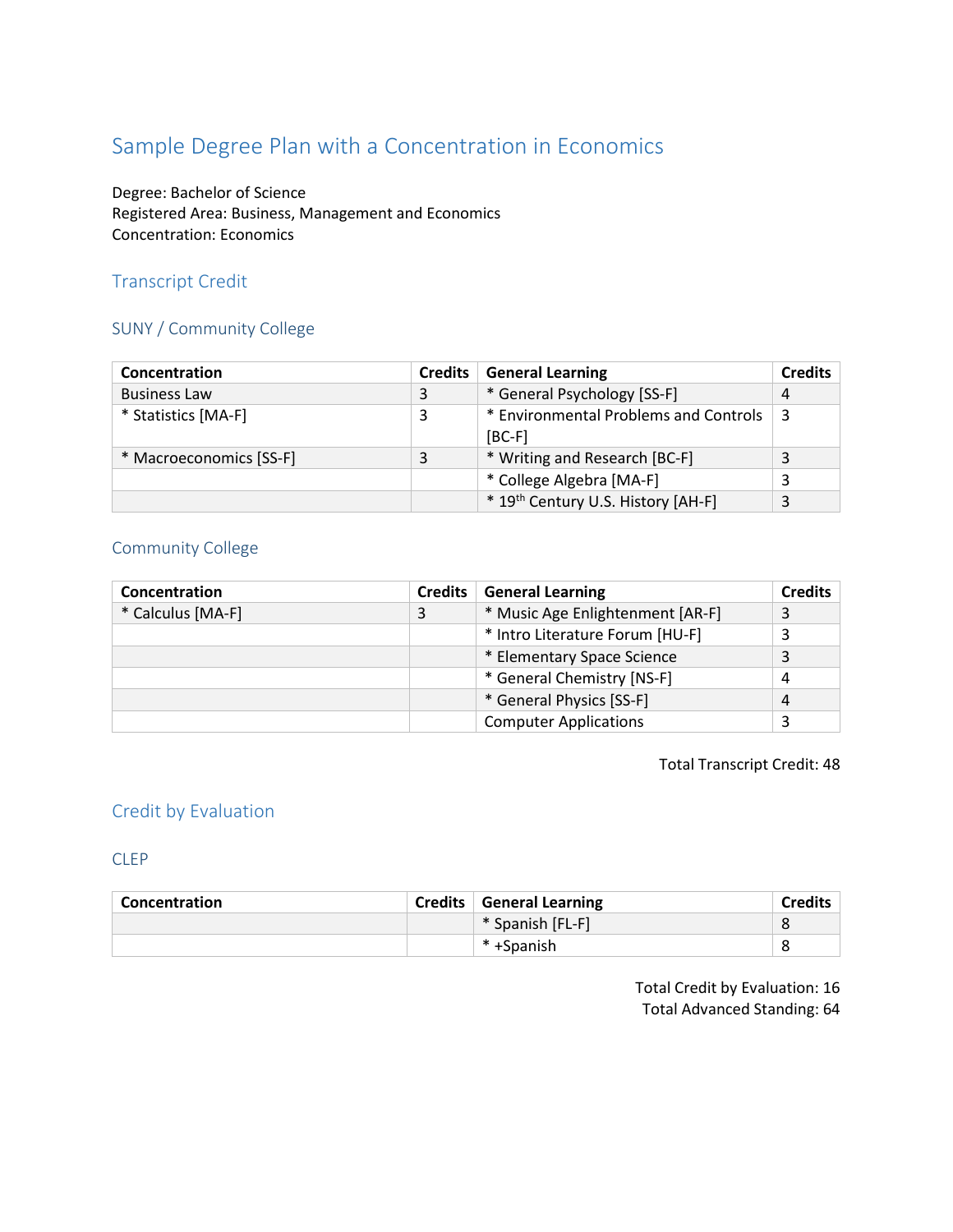# Sample Degree Plan with a Concentration in Economics

Degree: Bachelor of Science
Registered Area: Business, Management and Economics
Concentration: Economics

## Transcript Credit

### SUNY / Community College

| Concentration | Credits | General Learning | Credits |
|---|---|---|---|
| Business Law | 3 | * General Psychology [SS-F] | 4 |
| * Statistics [MA-F] | 3 | * Environmental Problems and Controls [BC-F] | 3 |
| * Macroeconomics [SS-F] | 3 | * Writing and Research [BC-F] | 3 |
| | | * College Algebra [MA-F] | 3 |
| | | * 19th Century U.S. History [AH-F] | 3 |

### Community College

| Concentration | Credits | General Learning | Credits |
|---|---|---|---|
| * Calculus [MA-F] | 3 | * Music Age Enlightenment [AR-F] | 3 |
| | | * Intro Literature Forum [HU-F] | 3 |
| | | * Elementary Space Science | 3 |
| | | * General Chemistry [NS-F] | 4 |
| | | * General Physics [SS-F] | 4 |
| | | Computer Applications | 3 |

Total Transcript Credit: 48

## Credit by Evaluation

### CLEP

| Concentration | Credits | General Learning | Credits |
|---|---|---|---|
| | | * Spanish [FL-F] | 8 |
| | | * +Spanish | 8 |

Total Credit by Evaluation: 16
Total Advanced Standing: 64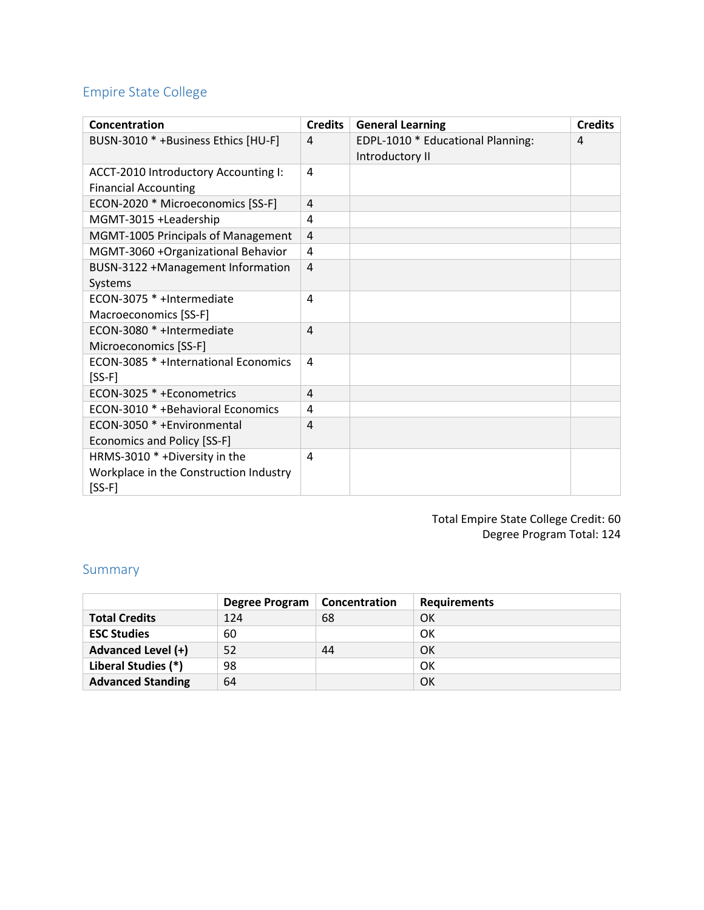## Empire State College

| Concentration | Credits | General Learning | Credits |
|---|---|---|---|
| BUSN-3010 * +Business Ethics [HU-F] | 4 | EDPL-1010 * Educational Planning: Introductory II | 4 |
| ACCT-2010 Introductory Accounting I: Financial Accounting | 4 | | |
| ECON-2020 * Microeconomics [SS-F] | 4 | | |
| MGMT-3015 +Leadership | 4 | | |
| MGMT-1005 Principals of Management | 4 | | |
| MGMT-3060 +Organizational Behavior | 4 | | |
| BUSN-3122 +Management Information Systems | 4 | | |
| ECON-3075 * +Intermediate Macroeconomics [SS-F] | 4 | | |
| ECON-3080 * +Intermediate Microeconomics [SS-F] | 4 | | |
| ECON-3085 * +International Economics [SS-F] | 4 | | |
| ECON-3025 * +Econometrics | 4 | | |
| ECON-3010 * +Behavioral Economics | 4 | | |
| ECON-3050 * +Environmental Economics and Policy [SS-F] | 4 | | |
| HRMS-3010 * +Diversity in the Workplace in the Construction Industry [SS-F] | 4 | | |

Total Empire State College Credit: 60
Degree Program Total: 124

## Summary

| | Degree Program | Concentration | Requirements |
|---|---|---|---|
| **Total Credits** | 124 | 68 | OK |
| **ESC Studies** | 60 | | OK |
| **Advanced Level (+)** | 52 | 44 | OK |
| **Liberal Studies (*)** | 98 | | OK |
| **Advanced Standing** | 64 | | OK |